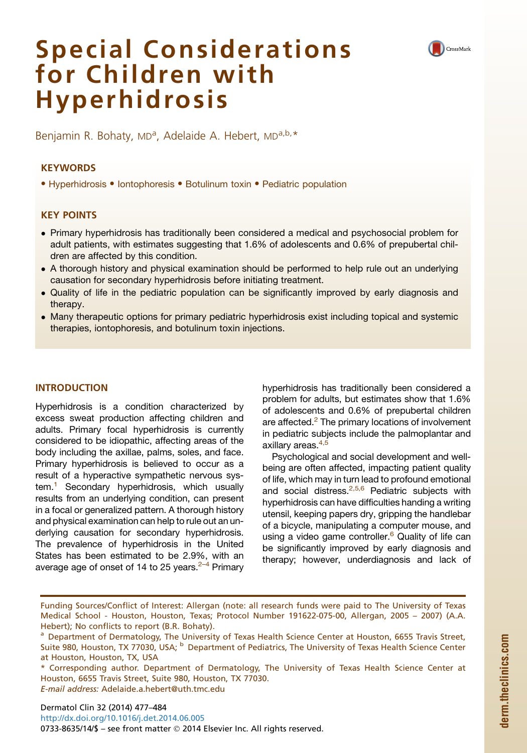# Special Considerations for Children with Hyperhidrosis

Benjamin R. Bohaty, MD[a], Adelaide A. Hebert, MD[a,b,*]

## KEYWORDS

- Hyperhidrosis • Iontophoresis • Botulinum toxin • Pediatric population

## KEY POINTS

- Primary hyperhidrosis has traditionally been considered a medical and psychosocial problem for adult patients, with estimates suggesting that 1.6% of adolescents and 0.6% of prepubertal children are affected by this condition.
- A thorough history and physical examination should be performed to help rule out an underlying causation for secondary hyperhidrosis before initiating treatment.
- Quality of life in the pediatric population can be significantly improved by early diagnosis and therapy.
- Many therapeutic options for primary pediatric hyperhidrosis exist including topical and systemic therapies, iontophoresis, and botulinum toxin injections.

## INTRODUCTION

Hyperhidrosis is a condition characterized by excess sweat production affecting children and adults. Primary focal hyperhidrosis is currently considered to be idiopathic, affecting areas of the body including the axillae, palms, soles, and face. Primary hyperhidrosis is believed to occur as a result of a hyperactive sympathetic nervous system.[1] Secondary hyperhidrosis, which usually results from an underlying condition, can present in a focal or generalized pattern. A thorough history and physical examination can help to rule out an underlying causation for secondary hyperhidrosis. The prevalence of hyperhidrosis in the United States has been estimated to be 2.9%, with an average age of onset of 14 to 25 years.[2–4] Primary hyperhidrosis has traditionally been considered a problem for adults, but estimates show that 1.6% of adolescents and 0.6% of prepubertal children are affected.[2] The primary locations of involvement in pediatric subjects include the palmoplantar and axillary areas.[4,5]

Psychological and social development and well-being are often affected, impacting patient quality of life, which may in turn lead to profound emotional and social distress.[2,5,6] Pediatric subjects with hyperhidrosis can have difficulties handing a writing utensil, keeping papers dry, gripping the handlebar of a bicycle, manipulating a computer mouse, and using a video game controller.[6] Quality of life can be significantly improved by early diagnosis and therapy; however, underdiagnosis and lack of

Funding Sources/Conflict of Interest: Allergan (note: all research funds were paid to The University of Texas Medical School - Houston, Houston, Texas; Protocol Number 191622-075-00, Allergan, 2005 – 2007) (A.A. Hebert); No conflicts to report (B.R. Bohaty).

[a] Department of Dermatology, The University of Texas Health Science Center at Houston, 6655 Travis Street, Suite 980, Houston, TX 77030, USA; [b] Department of Pediatrics, The University of Texas Health Science Center at Houston, Houston, TX, USA

* Corresponding author. Department of Dermatology, The University of Texas Health Science Center at Houston, 6655 Travis Street, Suite 980, Houston, TX 77030.

*E-mail address:* Adelaide.a.hebert@uth.tmc.edu

http://dx.doi.org/10.1016/j.det.2014.06.005

0733-8635/14/$ – see front matter © 2014 Elsevier Inc. All rights reserved.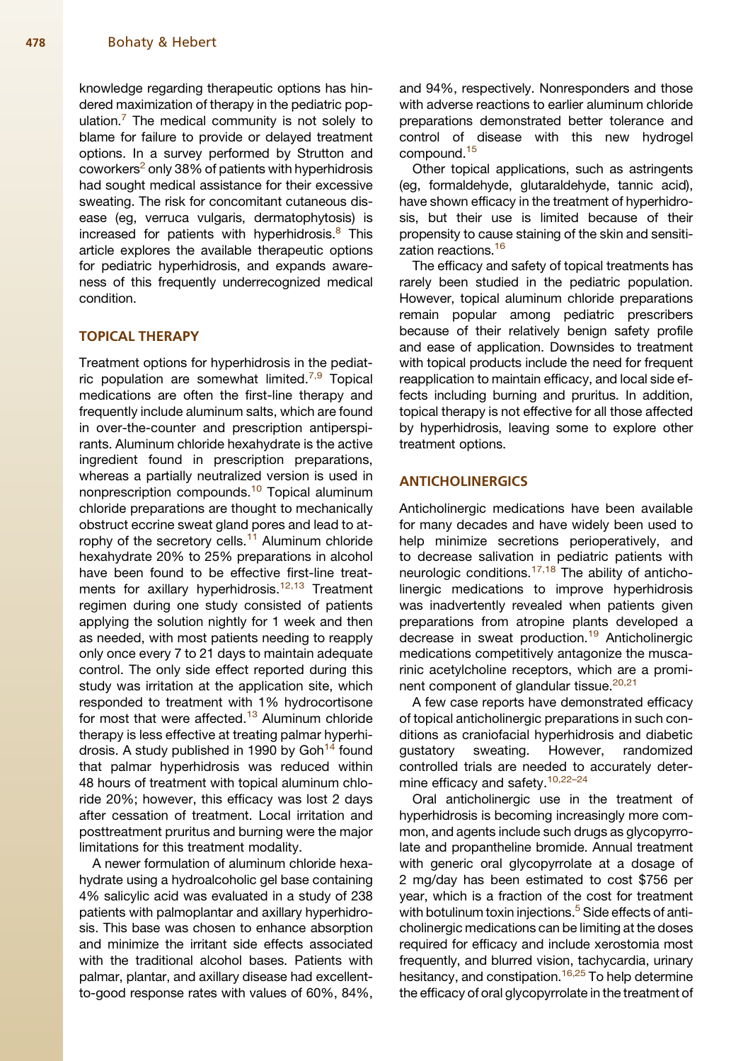knowledge regarding therapeutic options has hindered maximization of therapy in the pediatric population.[7] The medical community is not solely to blame for failure to provide or delayed treatment options. In a survey performed by Strutton and coworkers[2] only 38% of patients with hyperhidrosis had sought medical assistance for their excessive sweating. The risk for concomitant cutaneous disease (eg, verruca vulgaris, dermatophytosis) is increased for patients with hyperhidrosis.[8] This article explores the available therapeutic options for pediatric hyperhidrosis, and expands awareness of this frequently underrecognized medical condition.

## TOPICAL THERAPY

Treatment options for hyperhidrosis in the pediatric population are somewhat limited.[7,9] Topical medications are often the first-line therapy and frequently include aluminum salts, which are found in over-the-counter and prescription antiperspirants. Aluminum chloride hexahydrate is the active ingredient found in prescription preparations, whereas a partially neutralized version is used in nonprescription compounds.[10] Topical aluminum chloride preparations are thought to mechanically obstruct eccrine sweat gland pores and lead to atrophy of the secretory cells.[11] Aluminum chloride hexahydrate 20% to 25% preparations in alcohol have been found to be effective first-line treatments for axillary hyperhidrosis.[12,13] Treatment regimen during one study consisted of patients applying the solution nightly for 1 week and then as needed, with most patients needing to reapply only once every 7 to 21 days to maintain adequate control. The only side effect reported during this study was irritation at the application site, which responded to treatment with 1% hydrocortisone for most that were affected.[13] Aluminum chloride therapy is less effective at treating palmar hyperhidrosis. A study published in 1990 by Goh[14] found that palmar hyperhidrosis was reduced within 48 hours of treatment with topical aluminum chloride 20%; however, this efficacy was lost 2 days after cessation of treatment. Local irritation and posttreatment pruritus and burning were the major limitations for this treatment modality.

A newer formulation of aluminum chloride hexahydrate using a hydroalcoholic gel base containing 4% salicylic acid was evaluated in a study of 238 patients with palmoplantar and axillary hyperhidrosis. This base was chosen to enhance absorption and minimize the irritant side effects associated with the traditional alcohol bases. Patients with palmar, plantar, and axillary disease had excellent-to-good response rates with values of 60%, 84%, and 94%, respectively. Nonresponders and those with adverse reactions to earlier aluminum chloride preparations demonstrated better tolerance and control of disease with this new hydrogel compound.[15]

Other topical applications, such as astringents (eg, formaldehyde, glutaraldehyde, tannic acid), have shown efficacy in the treatment of hyperhidrosis, but their use is limited because of their propensity to cause staining of the skin and sensitization reactions.[16]

The efficacy and safety of topical treatments has rarely been studied in the pediatric population. However, topical aluminum chloride preparations remain popular among pediatric prescribers because of their relatively benign safety profile and ease of application. Downsides to treatment with topical products include the need for frequent reapplication to maintain efficacy, and local side effects including burning and pruritus. In addition, topical therapy is not effective for all those affected by hyperhidrosis, leaving some to explore other treatment options.

## ANTICHOLINERGICS

Anticholinergic medications have been available for many decades and have widely been used to help minimize secretions perioperatively, and to decrease salivation in pediatric patients with neurologic conditions.[17,18] The ability of anticholinergic medications to improve hyperhidrosis was inadvertently revealed when patients given preparations from atropine plants developed a decrease in sweat production.[19] Anticholinergic medications competitively antagonize the muscarinic acetylcholine receptors, which are a prominent component of glandular tissue.[20,21]

A few case reports have demonstrated efficacy of topical anticholinergic preparations in such conditions as craniofacial hyperhidrosis and diabetic gustatory sweating. However, randomized controlled trials are needed to accurately determine efficacy and safety.[10,22–24]

Oral anticholinergic use in the treatment of hyperhidrosis is becoming increasingly more common, and agents include such drugs as glycopyrrolate and propantheline bromide. Annual treatment with generic oral glycopyrrolate at a dosage of 2 mg/day has been estimated to cost $756 per year, which is a fraction of the cost for treatment with botulinum toxin injections.[5] Side effects of anticholinergic medications can be limiting at the doses required for efficacy and include xerostomia most frequently, and blurred vision, tachycardia, urinary hesitancy, and constipation.[16,25] To help determine the efficacy of oral glycopyrrolate in the treatment of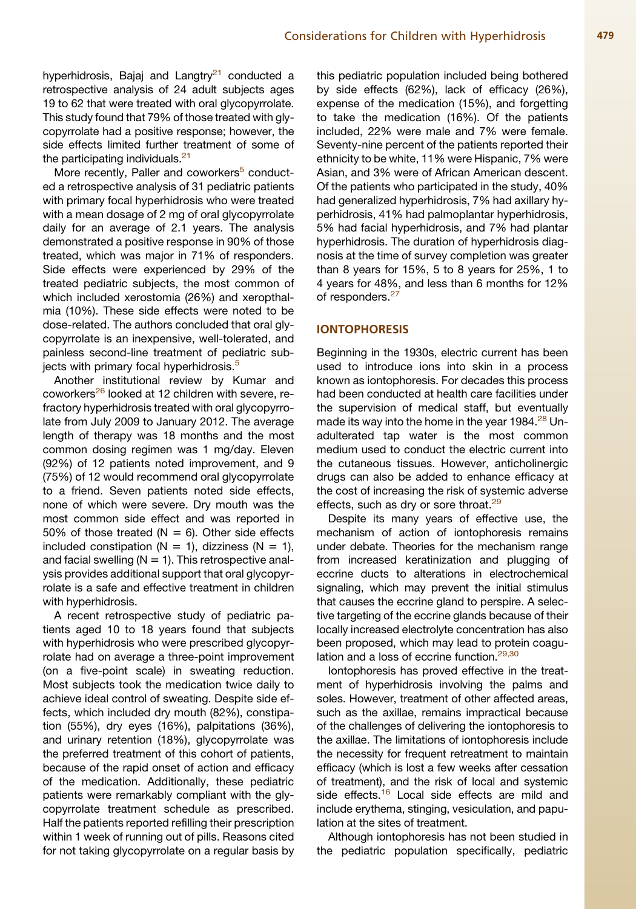hyperhidrosis, Bajaj and Langtry[21] conducted a retrospective analysis of 24 adult subjects ages 19 to 62 that were treated with oral glycopyrrolate. This study found that 79% of those treated with glycopyrrolate had a positive response; however, the side effects limited further treatment of some of the participating individuals.[21]

More recently, Paller and coworkers[5] conducted a retrospective analysis of 31 pediatric patients with primary focal hyperhidrosis who were treated with a mean dosage of 2 mg of oral glycopyrrolate daily for an average of 2.1 years. The analysis demonstrated a positive response in 90% of those treated, which was major in 71% of responders. Side effects were experienced by 29% of the treated pediatric subjects, the most common of which included xerostomia (26%) and xeropthalmia (10%). These side effects were noted to be dose-related. The authors concluded that oral glycopyrrolate is an inexpensive, well-tolerated, and painless second-line treatment of pediatric subjects with primary focal hyperhidrosis.[5]

Another institutional review by Kumar and coworkers[26] looked at 12 children with severe, refractory hyperhidrosis treated with oral glycopyrrolate from July 2009 to January 2012. The average length of therapy was 18 months and the most common dosing regimen was 1 mg/day. Eleven (92%) of 12 patients noted improvement, and 9 (75%) of 12 would recommend oral glycopyrrolate to a friend. Seven patients noted side effects, none of which were severe. Dry mouth was the most common side effect and was reported in 50% of those treated (N = 6). Other side effects included constipation (N = 1), dizziness (N = 1), and facial swelling (N = 1). This retrospective analysis provides additional support that oral glycopyrrolate is a safe and effective treatment in children with hyperhidrosis.

A recent retrospective study of pediatric patients aged 10 to 18 years found that subjects with hyperhidrosis who were prescribed glycopyrrolate had on average a three-point improvement (on a five-point scale) in sweating reduction. Most subjects took the medication twice daily to achieve ideal control of sweating. Despite side effects, which included dry mouth (82%), constipation (55%), dry eyes (16%), palpitations (36%), and urinary retention (18%), glycopyrrolate was the preferred treatment of this cohort of patients, because of the rapid onset of action and efficacy of the medication. Additionally, these pediatric patients were remarkably compliant with the glycopyrrolate treatment schedule as prescribed. Half the patients reported refilling their prescription within 1 week of running out of pills. Reasons cited for not taking glycopyrrolate on a regular basis by this pediatric population included being bothered by side effects (62%), lack of efficacy (26%), expense of the medication (15%), and forgetting to take the medication (16%). Of the patients included, 22% were male and 7% were female. Seventy-nine percent of the patients reported their ethnicity to be white, 11% were Hispanic, 7% were Asian, and 3% were of African American descent. Of the patients who participated in the study, 40% had generalized hyperhidrosis, 7% had axillary hyperhidrosis, 41% had palmoplantar hyperhidrosis, 5% had facial hyperhidrosis, and 7% had plantar hyperhidrosis. The duration of hyperhidrosis diagnosis at the time of survey completion was greater than 8 years for 15%, 5 to 8 years for 25%, 1 to 4 years for 48%, and less than 6 months for 12% of responders.[27]

## IONTOPHORESIS

Beginning in the 1930s, electric current has been used to introduce ions into skin in a process known as iontophoresis. For decades this process had been conducted at health care facilities under the supervision of medical staff, but eventually made its way into the home in the year 1984.[28] Unadulterated tap water is the most common medium used to conduct the electric current into the cutaneous tissues. However, anticholinergic drugs can also be added to enhance efficacy at the cost of increasing the risk of systemic adverse effects, such as dry or sore throat.[29]

Despite its many years of effective use, the mechanism of action of iontophoresis remains under debate. Theories for the mechanism range from increased keratinization and plugging of eccrine ducts to alterations in electrochemical signaling, which may prevent the initial stimulus that causes the eccrine gland to perspire. A selective targeting of the eccrine glands because of their locally increased electrolyte concentration has also been proposed, which may lead to protein coagulation and a loss of eccrine function.[29,30]

Iontophoresis has proved effective in the treatment of hyperhidrosis involving the palms and soles. However, treatment of other affected areas, such as the axillae, remains impractical because of the challenges of delivering the iontophoresis to the axillae. The limitations of iontophoresis include the necessity for frequent retreatment to maintain efficacy (which is lost a few weeks after cessation of treatment), and the risk of local and systemic side effects.[16] Local side effects are mild and include erythema, stinging, vesiculation, and papulation at the sites of treatment.

Although iontophoresis has not been studied in the pediatric population specifically, pediatric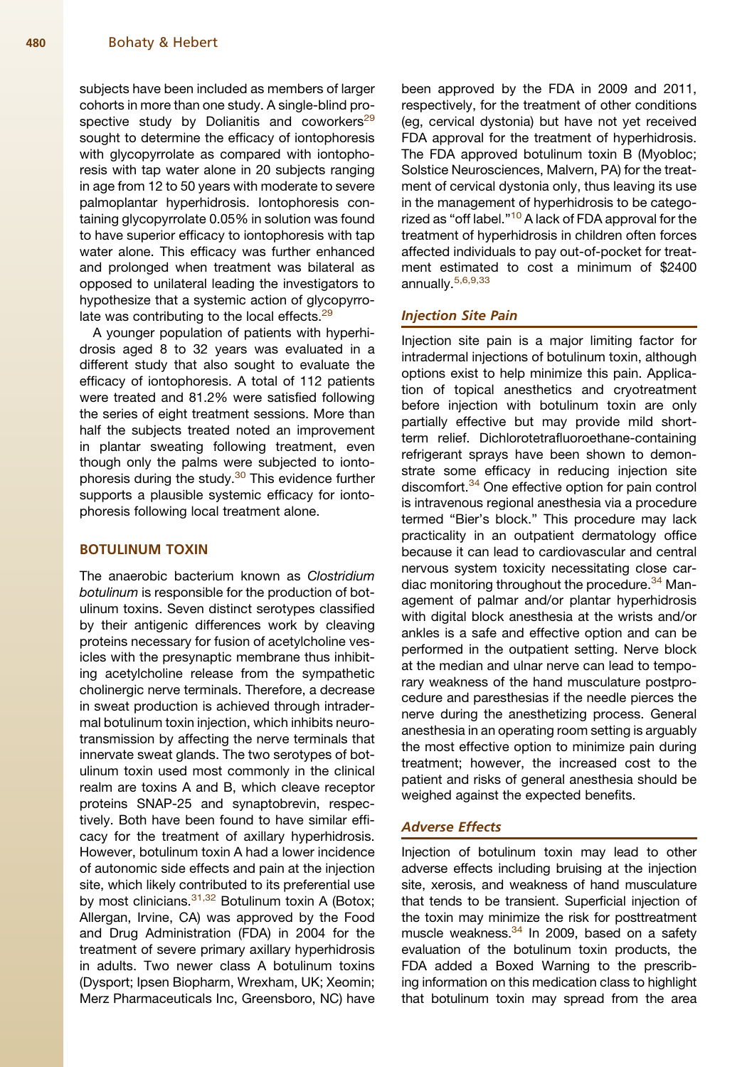subjects have been included as members of larger cohorts in more than one study. A single-blind prospective study by Dolianitis and coworkers[29] sought to determine the efficacy of iontophoresis with glycopyrrolate as compared with iontophoresis with tap water alone in 20 subjects ranging in age from 12 to 50 years with moderate to severe palmoplantar hyperhidrosis. Iontophoresis containing glycopyrrolate 0.05% in solution was found to have superior efficacy to iontophoresis with tap water alone. This efficacy was further enhanced and prolonged when treatment was bilateral as opposed to unilateral leading the investigators to hypothesize that a systemic action of glycopyrrolate was contributing to the local effects.[29]

A younger population of patients with hyperhidrosis aged 8 to 32 years was evaluated in a different study that also sought to evaluate the efficacy of iontophoresis. A total of 112 patients were treated and 81.2% were satisfied following the series of eight treatment sessions. More than half the subjects treated noted an improvement in plantar sweating following treatment, even though only the palms were subjected to iontophoresis during the study.[30] This evidence further supports a plausible systemic efficacy for iontophoresis following local treatment alone.

## BOTULINUM TOXIN

The anaerobic bacterium known as *Clostridium botulinum* is responsible for the production of botulinum toxins. Seven distinct serotypes classified by their antigenic differences work by cleaving proteins necessary for fusion of acetylcholine vesicles with the presynaptic membrane thus inhibiting acetylcholine release from the sympathetic cholinergic nerve terminals. Therefore, a decrease in sweat production is achieved through intradermal botulinum toxin injection, which inhibits neurotransmission by affecting the nerve terminals that innervate sweat glands. The two serotypes of botulinum toxin used most commonly in the clinical realm are toxins A and B, which cleave receptor proteins SNAP-25 and synaptobrevin, respectively. Both have been found to have similar efficacy for the treatment of axillary hyperhidrosis. However, botulinum toxin A had a lower incidence of autonomic side effects and pain at the injection site, which likely contributed to its preferential use by most clinicians.[31,32] Botulinum toxin A (Botox; Allergan, Irvine, CA) was approved by the Food and Drug Administration (FDA) in 2004 for the treatment of severe primary axillary hyperhidrosis in adults. Two newer class A botulinum toxins (Dysport; Ipsen Biopharm, Wrexham, UK; Xeomin; Merz Pharmaceuticals Inc, Greensboro, NC) have been approved by the FDA in 2009 and 2011, respectively, for the treatment of other conditions (eg, cervical dystonia) but have not yet received FDA approval for the treatment of hyperhidrosis. The FDA approved botulinum toxin B (Myobloc; Solstice Neurosciences, Malvern, PA) for the treatment of cervical dystonia only, thus leaving its use in the management of hyperhidrosis to be categorized as “off label.”[10] A lack of FDA approval for the treatment of hyperhidrosis in children often forces affected individuals to pay out-of-pocket for treatment estimated to cost a minimum of $2400 annually.[5,6,9,33]

### *Injection Site Pain*

Injection site pain is a major limiting factor for intradermal injections of botulinum toxin, although options exist to help minimize this pain. Application of topical anesthetics and cryotreatment before injection with botulinum toxin are only partially effective but may provide mild short-term relief. Dichlorotetrafluoroethane-containing refrigerant sprays have been shown to demonstrate some efficacy in reducing injection site discomfort.[34] One effective option for pain control is intravenous regional anesthesia via a procedure termed “Bier’s block.” This procedure may lack practicality in an outpatient dermatology office because it can lead to cardiovascular and central nervous system toxicity necessitating close cardiac monitoring throughout the procedure.[34] Management of palmar and/or plantar hyperhidrosis with digital block anesthesia at the wrists and/or ankles is a safe and effective option and can be performed in the outpatient setting. Nerve block at the median and ulnar nerve can lead to temporary weakness of the hand musculature postprocedure and paresthesias if the needle pierces the nerve during the anesthetizing process. General anesthesia in an operating room setting is arguably the most effective option to minimize pain during treatment; however, the increased cost to the patient and risks of general anesthesia should be weighed against the expected benefits.

### *Adverse Effects*

Injection of botulinum toxin may lead to other adverse effects including bruising at the injection site, xerosis, and weakness of hand musculature that tends to be transient. Superficial injection of the toxin may minimize the risk for posttreatment muscle weakness.[34] In 2009, based on a safety evaluation of the botulinum toxin products, the FDA added a Boxed Warning to the prescribing information on this medication class to highlight that botulinum toxin may spread from the area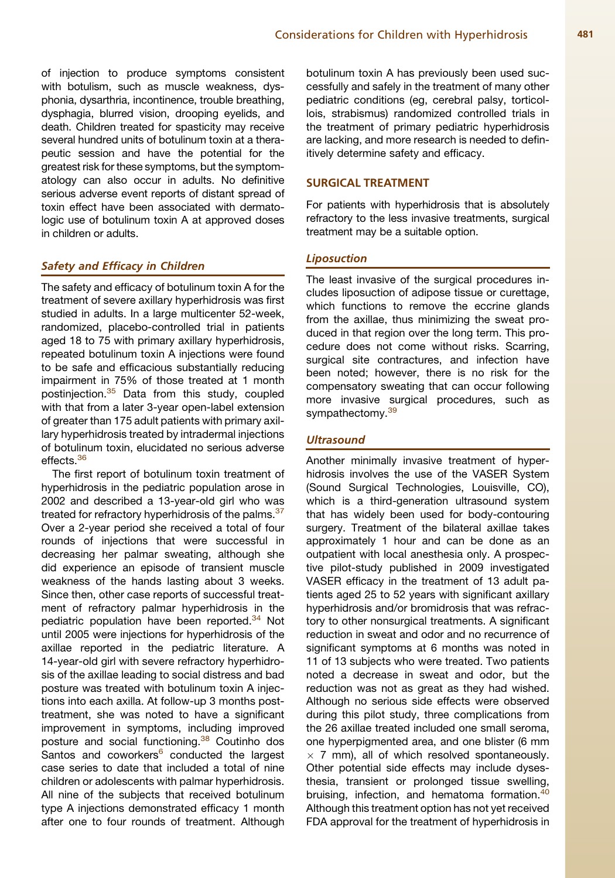of injection to produce symptoms consistent with botulism, such as muscle weakness, dysphonia, dysarthria, incontinence, trouble breathing, dysphagia, blurred vision, drooping eyelids, and death. Children treated for spasticity may receive several hundred units of botulinum toxin at a therapeutic session and have the potential for the greatest risk for these symptoms, but the symptomatology can also occur in adults. No definitive serious adverse event reports of distant spread of toxin effect have been associated with dermatologic use of botulinum toxin A at approved doses in children or adults.

### *Safety and Efficacy in Children*

The safety and efficacy of botulinum toxin A for the treatment of severe axillary hyperhidrosis was first studied in adults. In a large multicenter 52-week, randomized, placebo-controlled trial in patients aged 18 to 75 with primary axillary hyperhidrosis, repeated botulinum toxin A injections were found to be safe and efficacious substantially reducing impairment in 75% of those treated at 1 month postinjection.[35] Data from this study, coupled with that from a later 3-year open-label extension of greater than 175 adult patients with primary axillary hyperhidrosis treated by intradermal injections of botulinum toxin, elucidated no serious adverse effects.[36]

The first report of botulinum toxin treatment of hyperhidrosis in the pediatric population arose in 2002 and described a 13-year-old girl who was treated for refractory hyperhidrosis of the palms.[37] Over a 2-year period she received a total of four rounds of injections that were successful in decreasing her palmar sweating, although she did experience an episode of transient muscle weakness of the hands lasting about 3 weeks. Since then, other case reports of successful treatment of refractory palmar hyperhidrosis in the pediatric population have been reported.[34] Not until 2005 were injections for hyperhidrosis of the axillae reported in the pediatric literature. A 14-year-old girl with severe refractory hyperhidrosis of the axillae leading to social distress and bad posture was treated with botulinum toxin A injections into each axilla. At follow-up 3 months posttreatment, she was noted to have a significant improvement in symptoms, including improved posture and social functioning.[38] Coutinho dos Santos and coworkers[6] conducted the largest case series to date that included a total of nine children or adolescents with palmar hyperhidrosis. All nine of the subjects that received botulinum type A injections demonstrated efficacy 1 month after one to four rounds of treatment. Although botulinum toxin A has previously been used successfully and safely in the treatment of many other pediatric conditions (eg, cerebral palsy, torticollois, strabismus) randomized controlled trials in the treatment of primary pediatric hyperhidrosis are lacking, and more research is needed to definitively determine safety and efficacy.

## SURGICAL TREATMENT

For patients with hyperhidrosis that is absolutely refractory to the less invasive treatments, surgical treatment may be a suitable option.

### *Liposuction*

The least invasive of the surgical procedures includes liposuction of adipose tissue or curettage, which functions to remove the eccrine glands from the axillae, thus minimizing the sweat produced in that region over the long term. This procedure does not come without risks. Scarring, surgical site contractures, and infection have been noted; however, there is no risk for the compensatory sweating that can occur following more invasive surgical procedures, such as sympathectomy.[39]

### *Ultrasound*

Another minimally invasive treatment of hyperhidrosis involves the use of the VASER System (Sound Surgical Technologies, Louisville, CO), which is a third-generation ultrasound system that has widely been used for body-contouring surgery. Treatment of the bilateral axillae takes approximately 1 hour and can be done as an outpatient with local anesthesia only. A prospective pilot-study published in 2009 investigated VASER efficacy in the treatment of 13 adult patients aged 25 to 52 years with significant axillary hyperhidrosis and/or bromidrosis that was refractory to other nonsurgical treatments. A significant reduction in sweat and odor and no recurrence of significant symptoms at 6 months was noted in 11 of 13 subjects who were treated. Two patients noted a decrease in sweat and odor, but the reduction was not as great as they had wished. Although no serious side effects were observed during this pilot study, three complications from the 26 axillae treated included one small seroma, one hyperpigmented area, and one blister (6 mm $\times$ 7 mm), all of which resolved spontaneously. Other potential side effects may include dysesthesia, transient or prolonged tissue swelling, bruising, infection, and hematoma formation.[40] Although this treatment option has not yet received FDA approval for the treatment of hyperhidrosis in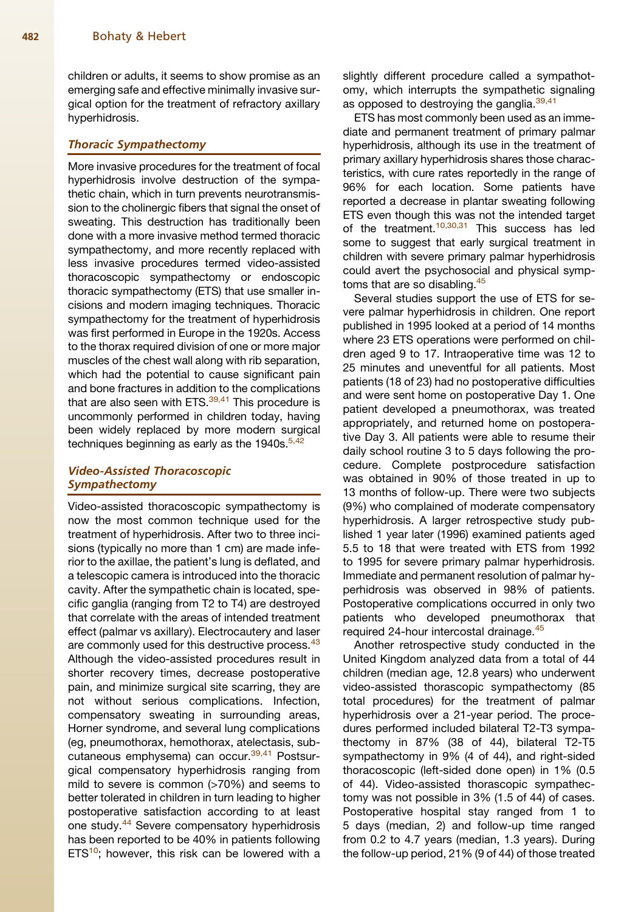children or adults, it seems to show promise as an emerging safe and effective minimally invasive surgical option for the treatment of refractory axillary hyperhidrosis.

### *Thoracic Sympathectomy*

More invasive procedures for the treatment of focal hyperhidrosis involve destruction of the sympathetic chain, which in turn prevents neurotransmission to the cholinergic fibers that signal the onset of sweating. This destruction has traditionally been done with a more invasive method termed thoracic sympathectomy, and more recently replaced with less invasive procedures termed video-assisted thoracoscopic sympathectomy or endoscopic thoracic sympathectomy (ETS) that use smaller incisions and modern imaging techniques. Thoracic sympathectomy for the treatment of hyperhidrosis was first performed in Europe in the 1920s. Access to the thorax required division of one or more major muscles of the chest wall along with rib separation, which had the potential to cause significant pain and bone fractures in addition to the complications that are also seen with ETS.[39,41] This procedure is uncommonly performed in children today, having been widely replaced by more modern surgical techniques beginning as early as the 1940s.[5,42]

### *Video-Assisted Thoracoscopic Sympathectomy*

Video-assisted thoracoscopic sympathectomy is now the most common technique used for the treatment of hyperhidrosis. After two to three incisions (typically no more than 1 cm) are made inferior to the axillae, the patient's lung is deflated, and a telescopic camera is introduced into the thoracic cavity. After the sympathetic chain is located, specific ganglia (ranging from T2 to T4) are destroyed that correlate with the areas of intended treatment effect (palmar vs axillary). Electrocautery and laser are commonly used for this destructive process.[43] Although the video-assisted procedures result in shorter recovery times, decrease postoperative pain, and minimize surgical site scarring, they are not without serious complications. Infection, compensatory sweating in surrounding areas, Horner syndrome, and several lung complications (eg, pneumothorax, hemothorax, atelectasis, subcutaneous emphysema) can occur.[39,41] Postsurgical compensatory hyperhidrosis ranging from mild to severe is common (>70%) and seems to better tolerated in children in turn leading to higher postoperative satisfaction according to at least one study.[44] Severe compensatory hyperhidrosis has been reported to be 40% in patients following ETS[10]; however, this risk can be lowered with a slightly different procedure called a sympathotomy, which interrupts the sympathetic signaling as opposed to destroying the ganglia.[39,41]

ETS has most commonly been used as an immediate and permanent treatment of primary palmar hyperhidrosis, although its use in the treatment of primary axillary hyperhidrosis shares those characteristics, with cure rates reportedly in the range of 96% for each location. Some patients have reported a decrease in plantar sweating following ETS even though this was not the intended target of the treatment.[10,30,31] This success has led some to suggest that early surgical treatment in children with severe primary palmar hyperhidrosis could avert the psychosocial and physical symptoms that are so disabling.[45]

Several studies support the use of ETS for severe palmar hyperhidrosis in children. One report published in 1995 looked at a period of 14 months where 23 ETS operations were performed on children aged 9 to 17. Intraoperative time was 12 to 25 minutes and uneventful for all patients. Most patients (18 of 23) had no postoperative difficulties and were sent home on postoperative Day 1. One patient developed a pneumothorax, was treated appropriately, and returned home on postoperative Day 3. All patients were able to resume their daily school routine 3 to 5 days following the procedure. Complete postprocedure satisfaction was obtained in 90% of those treated in up to 13 months of follow-up. There were two subjects (9%) who complained of moderate compensatory hyperhidrosis. A larger retrospective study published 1 year later (1996) examined patients aged 5.5 to 18 that were treated with ETS from 1992 to 1995 for severe primary palmar hyperhidrosis. Immediate and permanent resolution of palmar hyperhidrosis was observed in 98% of patients. Postoperative complications occurred in only two patients who developed pneumothorax that required 24-hour intercostal drainage.[45]

Another retrospective study conducted in the United Kingdom analyzed data from a total of 44 children (median age, 12.8 years) who underwent video-assisted thoracoscopic sympathectomy (85 total procedures) for the treatment of palmar hyperhidrosis over a 21-year period. The procedures performed included bilateral T2-T3 sympathectomy in 87% (38 of 44), bilateral T2-T5 sympathectomy in 9% (4 of 44), and right-sided thoracoscopic (left-sided done open) in 1% (0.5 of 44). Video-assisted thoracoscopic sympathectomy was not possible in 3% (1.5 of 44) of cases. Postoperative hospital stay ranged from 1 to 5 days (median, 2) and follow-up time ranged from 0.2 to 4.7 years (median, 1.3 years). During the follow-up period, 21% (9 of 44) of those treated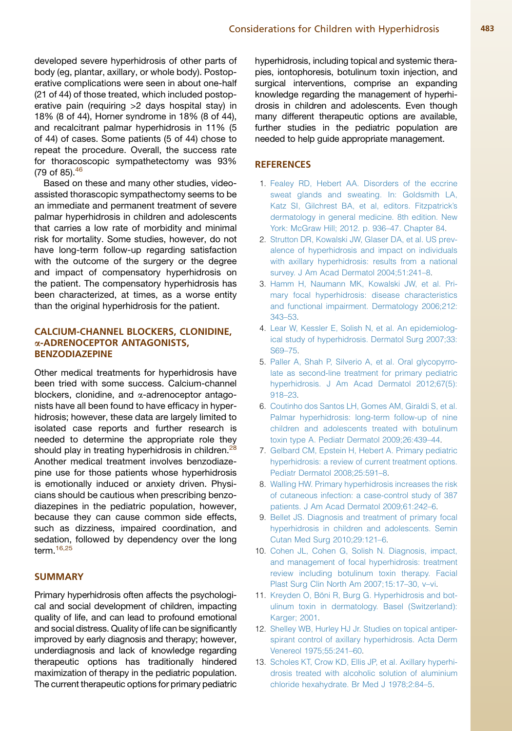developed severe hyperhidrosis of other parts of body (eg, plantar, axillary, or whole body). Postoperative complications were seen in about one-half (21 of 44) of those treated, which included postoperative pain (requiring >2 days hospital stay) in 18% (8 of 44), Horner syndrome in 18% (8 of 44), and recalcitrant palmar hyperhidrosis in 11% (5 of 44) of cases. Some patients (5 of 44) chose to repeat the procedure. Overall, the success rate for thoracoscopic sympathetectomy was 93% (79 of 85).[46]

Based on these and many other studies, video-assisted thorascopic sympathectomy seems to be an immediate and permanent treatment of severe palmar hyperhidrosis in children and adolescents that carries a low rate of morbidity and minimal risk for mortality. Some studies, however, do not have long-term follow-up regarding satisfaction with the outcome of the surgery or the degree and impact of compensatory hyperhidrosis on the patient. The compensatory hyperhidrosis has been characterized, at times, as a worse entity than the original hyperhidrosis for the patient.

## CALCIUM-CHANNEL BLOCKERS, CLONIDINE, α-ADRENOCEPTOR ANTAGONISTS, BENZODIAZEPINE

Other medical treatments for hyperhidrosis have been tried with some success. Calcium-channel blockers, clonidine, and α-adrenoceptor antagonists have all been found to have efficacy in hyperhidrosis; however, these data are largely limited to isolated case reports and further research is needed to determine the appropriate role they should play in treating hyperhidrosis in children.[28] Another medical treatment involves benzodiazepine use for those patients whose hyperhidrosis is emotionally induced or anxiety driven. Physicians should be cautious when prescribing benzodiazepines in the pediatric population, however, because they can cause common side effects, such as dizziness, impaired coordination, and sedation, followed by dependency over the long term.[16,25]

## SUMMARY

Primary hyperhidrosis often affects the psychological and social development of children, impacting quality of life, and can lead to profound emotional and social distress. Quality of life can be significantly improved by early diagnosis and therapy; however, underdiagnosis and lack of knowledge regarding therapeutic options has traditionally hindered maximization of therapy in the pediatric population. The current therapeutic options for primary pediatric hyperhidrosis, including topical and systemic therapies, iontophoresis, botulinum toxin injection, and surgical interventions, comprise an expanding knowledge regarding the management of hyperhidrosis in children and adolescents. Even though many different therapeutic options are available, further studies in the pediatric population are needed to help guide appropriate management.

## REFERENCES

1. Fealey RD, Hebert AA. Disorders of the eccrine sweat glands and sweating. In: Goldsmith LA, Katz SI, Gilchrest BA, et al, editors. Fitzpatrick's dermatology in general medicine. 8th edition. New York: McGraw Hill; 2012. p. 936–47. Chapter 84.
2. Strutton DR, Kowalski JW, Glaser DA, et al. US prevalence of hyperhidrosis and impact on individuals with axillary hyperhidrosis: results from a national survey. J Am Acad Dermatol 2004;51:241–8.
3. Hamm H, Naumann MK, Kowalski JW, et al. Primary focal hyperhidrosis: disease characteristics and functional impairment. Dermatology 2006;212: 343–53.
4. Lear W, Kessler E, Solish N, et al. An epidemiological study of hyperhidrosis. Dermatol Surg 2007;33: S69–75.
5. Paller A, Shah P, Silverio A, et al. Oral glycopyrrolate as second-line treatment for primary pediatric hyperhidrosis. J Am Acad Dermatol 2012;67(5): 918–23.
6. Coutinho dos Santos LH, Gomes AM, Giraldi S, et al. Palmar hyperhidrosis: long-term follow-up of nine children and adolescents treated with botulinum toxin type A. Pediatr Dermatol 2009;26:439–44.
7. Gelbard CM, Epstein H, Hebert A. Primary pediatric hyperhidrosis: a review of current treatment options. Pediatr Dermatol 2008;25:591–8.
8. Walling HW. Primary hyperhidrosis increases the risk of cutaneous infection: a case-control study of 387 patients. J Am Acad Dermatol 2009;61:242–6.
9. Bellet JS. Diagnosis and treatment of primary focal hyperhidrosis in children and adolescents. Semin Cutan Med Surg 2010;29:121–6.
10. Cohen JL, Cohen G, Solish N. Diagnosis, impact, and management of focal hyperhidrosis: treatment review including botulinum toxin therapy. Facial Plast Surg Clin North Am 2007;15:17–30, v–vi.
11. Kreyden O, Böni R, Burg G. Hyperhidrosis and botulinum toxin in dermatology. Basel (Switzerland): Karger; 2001.
12. Shelley WB, Hurley HJ Jr. Studies on topical antiperspirant control of axillary hyperhidrosis. Acta Derm Venereol 1975;55:241–60.
13. Scholes KT, Crow KD, Ellis JP, et al. Axillary hyperhidrosis treated with alcoholic solution of aluminium chloride hexahydrate. Br Med J 1978;2:84–5.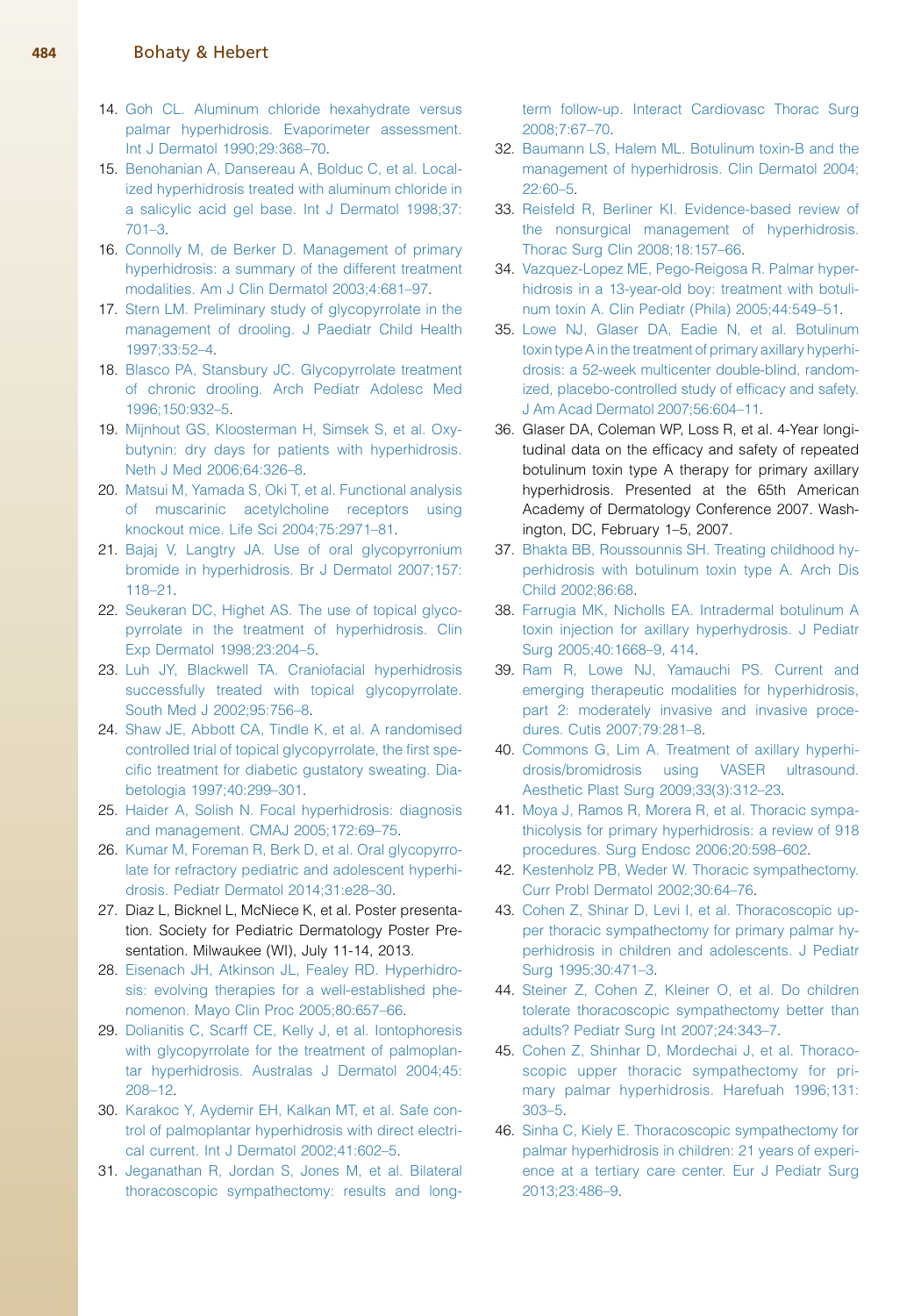14. Goh CL. Aluminum chloride hexahydrate versus palmar hyperhidrosis. Evaporimeter assessment. Int J Dermatol 1990;29:368–70.
15. Benohanian A, Dansereau A, Bolduc C, et al. Localized hyperhidrosis treated with aluminum chloride in a salicylic acid gel base. Int J Dermatol 1998;37: 701–3.
16. Connolly M, de Berker D. Management of primary hyperhidrosis: a summary of the different treatment modalities. Am J Clin Dermatol 2003;4:681–97.
17. Stern LM. Preliminary study of glycopyrrolate in the management of drooling. J Paediatr Child Health 1997;33:52–4.
18. Blasco PA, Stansbury JC. Glycopyrrolate treatment of chronic drooling. Arch Pediatr Adolesc Med 1996;150:932–5.
19. Mijnhout GS, Kloosterman H, Simsek S, et al. Oxybutynin: dry days for patients with hyperhidrosis. Neth J Med 2006;64:326–8.
20. Matsui M, Yamada S, Oki T, et al. Functional analysis of muscarinic acetylcholine receptors using knockout mice. Life Sci 2004;75:2971–81.
21. Bajaj V, Langtry JA. Use of oral glycopyrronium bromide in hyperhidrosis. Br J Dermatol 2007;157: 118–21.
22. Seukeran DC, Highet AS. The use of topical glycopyrrolate in the treatment of hyperhidrosis. Clin Exp Dermatol 1998;23:204–5.
23. Luh JY, Blackwell TA. Craniofacial hyperhidrosis successfully treated with topical glycopyrrolate. South Med J 2002;95:756–8.
24. Shaw JE, Abbott CA, Tindle K, et al. A randomised controlled trial of topical glycopyrrolate, the first specific treatment for diabetic gustatory sweating. Diabetologia 1997;40:299–301.
25. Haider A, Solish N. Focal hyperhidrosis: diagnosis and management. CMAJ 2005;172:69–75.
26. Kumar M, Foreman R, Berk D, et al. Oral glycopyrrolate for refractory pediatric and adolescent hyperhidrosis. Pediatr Dermatol 2014;31:e28–30.
27. Diaz L, Bicknel L, McNiece K, et al. Poster presentation. Society for Pediatric Dermatology Poster Presentation. Milwaukee (WI), July 11-14, 2013.
28. Eisenach JH, Atkinson JL, Fealey RD. Hyperhidrosis: evolving therapies for a well-established phenomenon. Mayo Clin Proc 2005;80:657–66.
29. Dolianitis C, Scarff CE, Kelly J, et al. Iontophoresis with glycopyrrolate for the treatment of palmoplantar hyperhidrosis. Australas J Dermatol 2004;45: 208–12.
30. Karakoc Y, Aydemir EH, Kalkan MT, et al. Safe control of palmoplantar hyperhidrosis with direct electrical current. Int J Dermatol 2002;41:602–5.
31. Jeganathan R, Jordan S, Jones M, et al. Bilateral thoracoscopic sympathectomy: results and long-term follow-up. Interact Cardiovasc Thorac Surg 2008;7:67–70.
32. Baumann LS, Halem ML. Botulinum toxin-B and the management of hyperhidrosis. Clin Dermatol 2004; 22:60–5.
33. Reisfeld R, Berliner KI. Evidence-based review of the nonsurgical management of hyperhidrosis. Thorac Surg Clin 2008;18:157–66.
34. Vazquez-Lopez ME, Pego-Reigosa R. Palmar hyperhidrosis in a 13-year-old boy: treatment with botulinum toxin A. Clin Pediatr (Phila) 2005;44:549–51.
35. Lowe NJ, Glaser DA, Eadie N, et al. Botulinum toxin type A in the treatment of primary axillary hyperhidrosis: a 52-week multicenter double-blind, randomized, placebo-controlled study of efficacy and safety. J Am Acad Dermatol 2007;56:604–11.
36. Glaser DA, Coleman WP, Loss R, et al. 4-Year longitudinal data on the efficacy and safety of repeated botulinum toxin type A therapy for primary axillary hyperhidrosis. Presented at the 65th American Academy of Dermatology Conference 2007. Washington, DC, February 1–5, 2007.
37. Bhakta BB, Roussounnis SH. Treating childhood hyperhidrosis with botulinum toxin type A. Arch Dis Child 2002;86:68.
38. Farrugia MK, Nicholls EA. Intradermal botulinum A toxin injection for axillary hyperhydrosis. J Pediatr Surg 2005;40:1668–9, 414.
39. Ram R, Lowe NJ, Yamauchi PS. Current and emerging therapeutic modalities for hyperhidrosis, part 2: moderately invasive and invasive procedures. Cutis 2007;79:281–8.
40. Commons G, Lim A. Treatment of axillary hyperhidrosis/bromidrosis using VASER ultrasound. Aesthetic Plast Surg 2009;33(3):312–23.
41. Moya J, Ramos R, Morera R, et al. Thoracic sympathicolysis for primary hyperhidrosis: a review of 918 procedures. Surg Endosc 2006;20:598–602.
42. Kestenholz PB, Weder W. Thoracic sympathectomy. Curr Probl Dermatol 2002;30:64–76.
43. Cohen Z, Shinar D, Levi I, et al. Thoracoscopic upper thoracic sympathectomy for primary palmar hyperhidrosis in children and adolescents. J Pediatr Surg 1995;30:471–3.
44. Steiner Z, Cohen Z, Kleiner O, et al. Do children tolerate thoracoscopic sympathectomy better than adults? Pediatr Surg Int 2007;24:343–7.
45. Cohen Z, Shinhar D, Mordechai J, et al. Thoracoscopic upper thoracic sympathectomy for primary palmar hyperhidrosis. Harefuah 1996;131: 303–5.
46. Sinha C, Kiely E. Thoracoscopic sympathectomy for palmar hyperhidrosis in children: 21 years of experience at a tertiary care center. Eur J Pediatr Surg 2013;23:486–9.